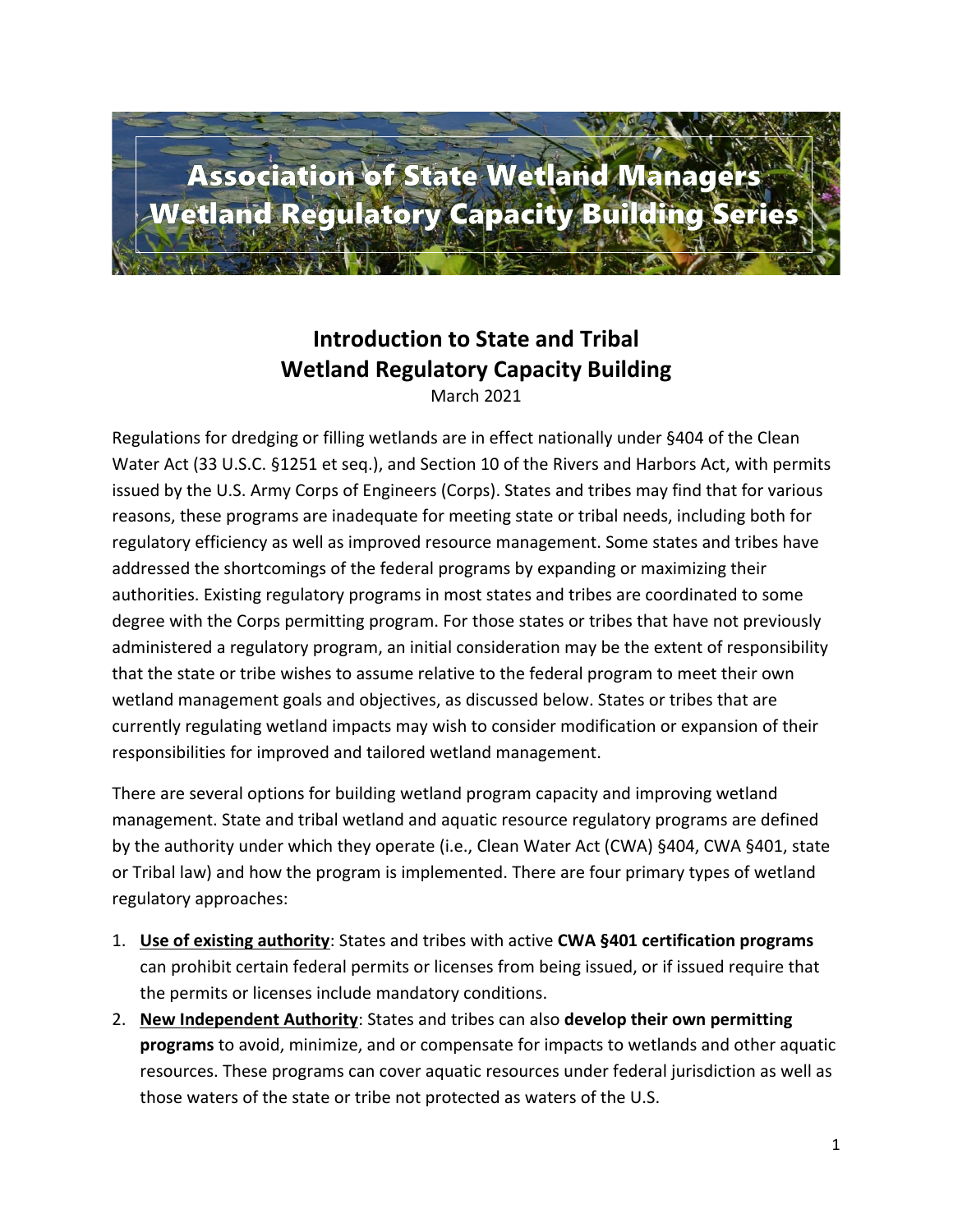# Association of State Wetland Managers Wetland Regulatory Capacity Building Series

## Introduction to State and Tribal Wetland Regulatory Capacity Building

March 2021

Regulations for dredging or filling wetlands are in effect nationally under §404 of the Clean Water Act (33 U.S.C. §1251 et seq.), and Section 10 of the Rivers and Harbors Act, with permits issued by the U.S. Army Corps of Engineers (Corps). States and tribes may find that for various reasons, these programs are inadequate for meeting state or tribal needs, including both for regulatory efficiency as well as improved resource management. Some states and tribes have addressed the shortcomings of the federal programs by expanding or maximizing their authorities. Existing regulatory programs in most states and tribes are coordinated to some degree with the Corps permitting program. For those states or tribes that have not previously administered a regulatory program, an initial consideration may be the extent of responsibility that the state or tribe wishes to assume relative to the federal program to meet their own wetland management goals and objectives, as discussed below. States or tribes that are currently regulating wetland impacts may wish to consider modification or expansion of their responsibilities for improved and tailored wetland management.

There are several options for building wetland program capacity and improving wetland management. State and tribal wetland and aquatic resource regulatory programs are defined by the authority under which they operate (i.e., Clean Water Act (CWA) §404, CWA §401, state or Tribal law) and how the program is implemented. There are four primary types of wetland regulatory approaches:

1. **Use of existing authority**: States and tribes with active **CWA §401 certification programs** can prohibit certain federal permits or licenses from being issued, or if issued require that the permits or licenses include mandatory conditions.
2. **New Independent Authority**: States and tribes can also **develop their own permitting programs** to avoid, minimize, and or compensate for impacts to wetlands and other aquatic resources. These programs can cover aquatic resources under federal jurisdiction as well as those waters of the state or tribe not protected as waters of the U.S.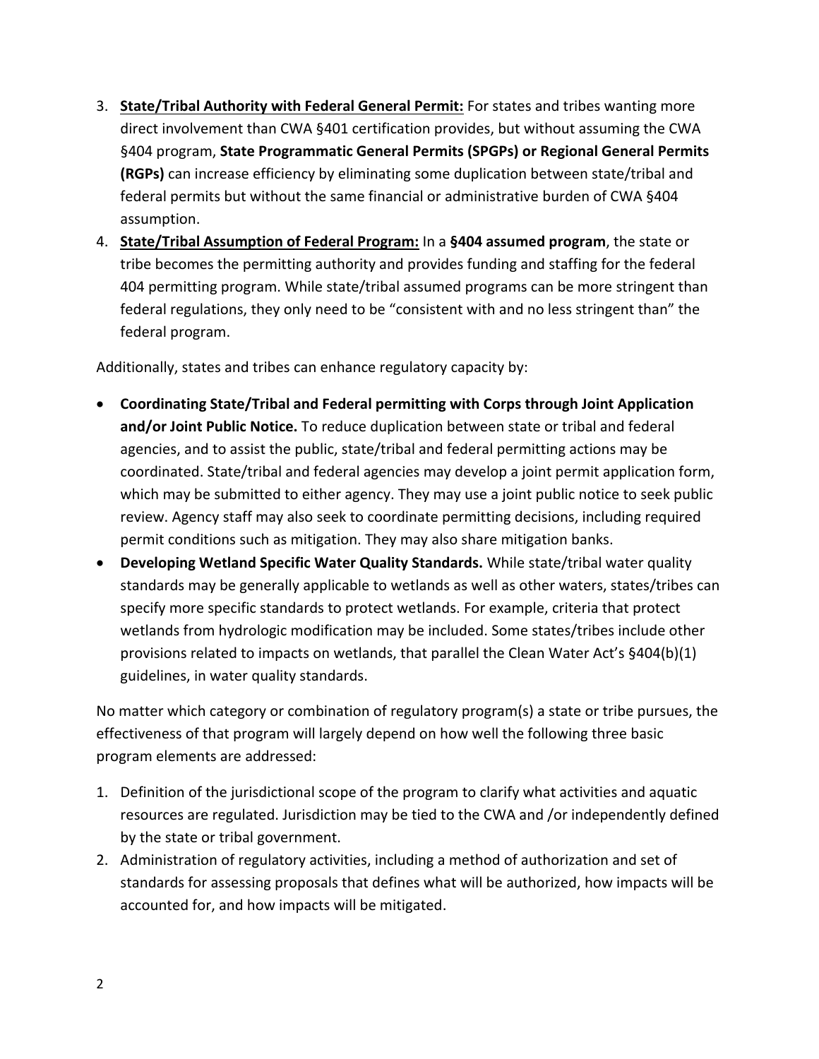3. **State/Tribal Authority with Federal General Permit:** For states and tribes wanting more direct involvement than CWA §401 certification provides, but without assuming the CWA §404 program, **State Programmatic General Permits (SPGPs) or Regional General Permits (RGPs)** can increase efficiency by eliminating some duplication between state/tribal and federal permits but without the same financial or administrative burden of CWA §404 assumption.
4. **State/Tribal Assumption of Federal Program:** In a **§404 assumed program**, the state or tribe becomes the permitting authority and provides funding and staffing for the federal 404 permitting program. While state/tribal assumed programs can be more stringent than federal regulations, they only need to be "consistent with and no less stringent than" the federal program.

Additionally, states and tribes can enhance regulatory capacity by:

- **Coordinating State/Tribal and Federal permitting with Corps through Joint Application and/or Joint Public Notice.** To reduce duplication between state or tribal and federal agencies, and to assist the public, state/tribal and federal permitting actions may be coordinated. State/tribal and federal agencies may develop a joint permit application form, which may be submitted to either agency. They may use a joint public notice to seek public review. Agency staff may also seek to coordinate permitting decisions, including required permit conditions such as mitigation. They may also share mitigation banks.
- **Developing Wetland Specific Water Quality Standards.** While state/tribal water quality standards may be generally applicable to wetlands as well as other waters, states/tribes can specify more specific standards to protect wetlands. For example, criteria that protect wetlands from hydrologic modification may be included. Some states/tribes include other provisions related to impacts on wetlands, that parallel the Clean Water Act's §404(b)(1) guidelines, in water quality standards.

No matter which category or combination of regulatory program(s) a state or tribe pursues, the effectiveness of that program will largely depend on how well the following three basic program elements are addressed:

1. Definition of the jurisdictional scope of the program to clarify what activities and aquatic resources are regulated. Jurisdiction may be tied to the CWA and /or independently defined by the state or tribal government.
2. Administration of regulatory activities, including a method of authorization and set of standards for assessing proposals that defines what will be authorized, how impacts will be accounted for, and how impacts will be mitigated.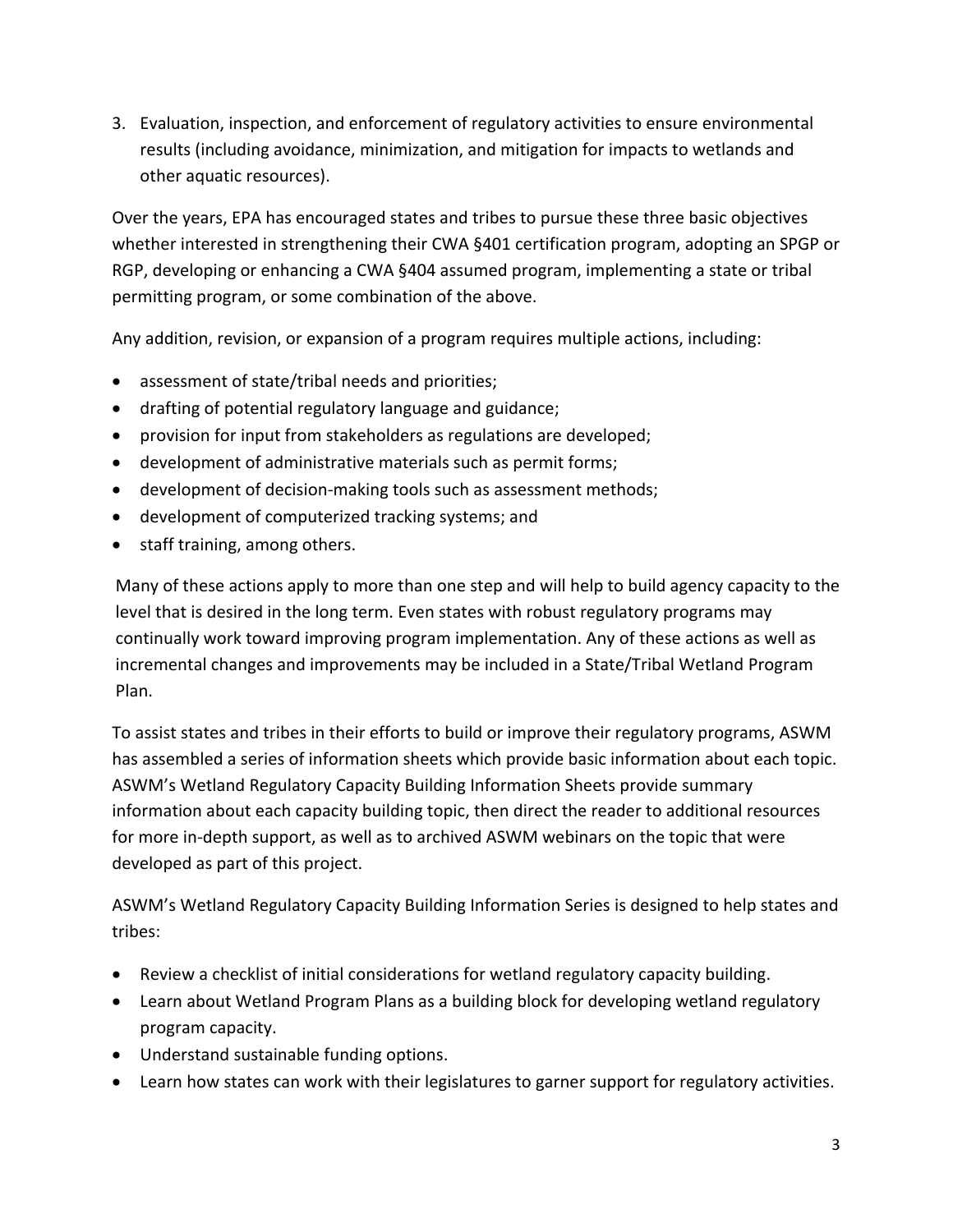3. Evaluation, inspection, and enforcement of regulatory activities to ensure environmental results (including avoidance, minimization, and mitigation for impacts to wetlands and other aquatic resources).

Over the years, EPA has encouraged states and tribes to pursue these three basic objectives whether interested in strengthening their CWA §401 certification program, adopting an SPGP or RGP, developing or enhancing a CWA §404 assumed program, implementing a state or tribal permitting program, or some combination of the above.

Any addition, revision, or expansion of a program requires multiple actions, including:

- assessment of state/tribal needs and priorities;
- drafting of potential regulatory language and guidance;
- provision for input from stakeholders as regulations are developed;
- development of administrative materials such as permit forms;
- development of decision-making tools such as assessment methods;
- development of computerized tracking systems; and
- staff training, among others.

Many of these actions apply to more than one step and will help to build agency capacity to the level that is desired in the long term. Even states with robust regulatory programs may continually work toward improving program implementation. Any of these actions as well as incremental changes and improvements may be included in a State/Tribal Wetland Program Plan.

To assist states and tribes in their efforts to build or improve their regulatory programs, ASWM has assembled a series of information sheets which provide basic information about each topic. ASWM's Wetland Regulatory Capacity Building Information Sheets provide summary information about each capacity building topic, then direct the reader to additional resources for more in-depth support, as well as to archived ASWM webinars on the topic that were developed as part of this project.

ASWM's Wetland Regulatory Capacity Building Information Series is designed to help states and tribes:

- Review a checklist of initial considerations for wetland regulatory capacity building.
- Learn about Wetland Program Plans as a building block for developing wetland regulatory program capacity.
- Understand sustainable funding options.
- Learn how states can work with their legislatures to garner support for regulatory activities.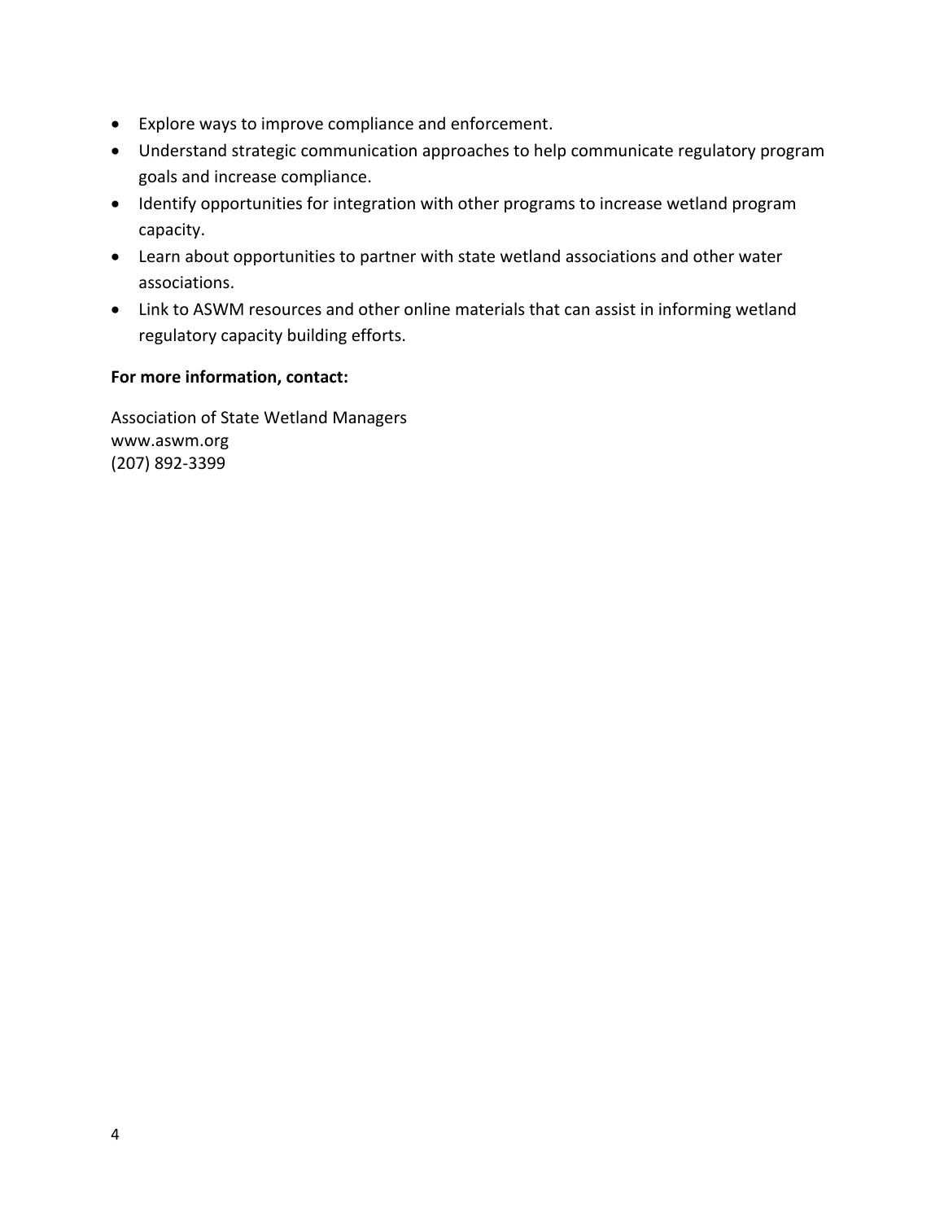- Explore ways to improve compliance and enforcement.
- Understand strategic communication approaches to help communicate regulatory program goals and increase compliance.
- Identify opportunities for integration with other programs to increase wetland program capacity.
- Learn about opportunities to partner with state wetland associations and other water associations.
- Link to ASWM resources and other online materials that can assist in informing wetland regulatory capacity building efforts.

**For more information, contact:**

Association of State Wetland Managers
www.aswm.org
(207) 892-3399